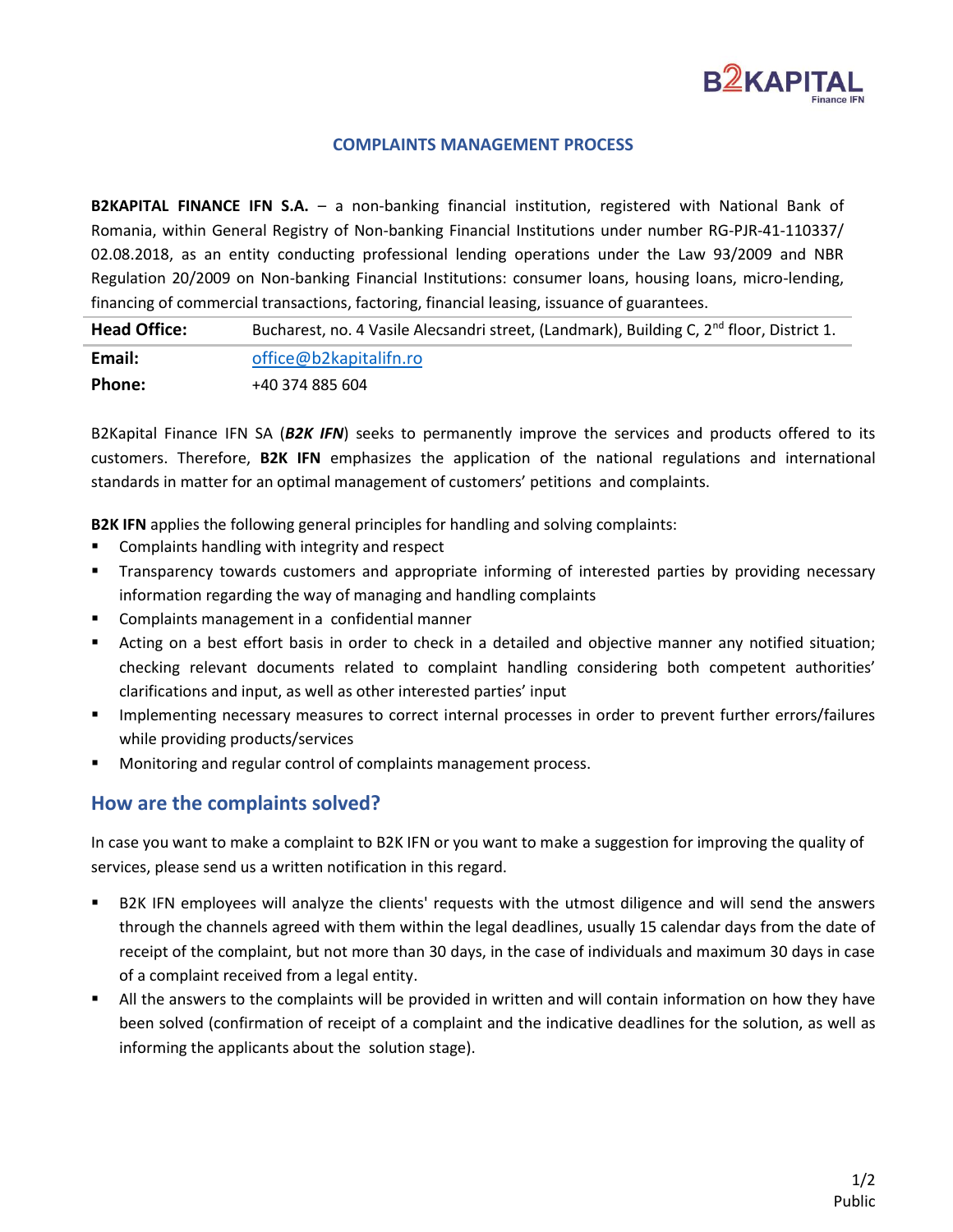# COMPLAINTS MANAGEMENT PROCESS

**B2KAPITAL FINANCE IFN S.A.** – a non-banking financial institution, registered with National Bank of Romania, within General Registry of Non-banking Financial Institutions under number RG-PJR-41-110337/ 02.08.2018, as an entity conducting professional lending operations under the Law 93/2009 and NBR Regulation 20/2009 on Non-banking Financial Institutions: consumer loans, housing loans, micro-lending, financing of commercial transactions, factoring, financial leasing, issuance of guarantees.

| | |
|---|---|
| **Head Office:** | Bucharest, no. 4 Vasile Alecsandri street, (Landmark), Building C, 2nd floor, District 1. |
| **Email:** | office@b2kapitalifn.ro |
| **Phone:** | +40 374 885 604 |

B2Kapital Finance IFN SA (***B2K IFN***) seeks to permanently improve the services and products offered to its customers. Therefore, **B2K IFN** emphasizes the application of the national regulations and international standards in matter for an optimal management of customers' petitions and complaints.

**B2K IFN** applies the following general principles for handling and solving complaints:

- Complaints handling with integrity and respect
- Transparency towards customers and appropriate informing of interested parties by providing necessary information regarding the way of managing and handling complaints
- Complaints management in a confidential manner
- Acting on a best effort basis in order to check in a detailed and objective manner any notified situation; checking relevant documents related to complaint handling considering both competent authorities' clarifications and input, as well as other interested parties' input
- Implementing necessary measures to correct internal processes in order to prevent further errors/failures while providing products/services
- Monitoring and regular control of complaints management process.

## How are the complaints solved?

In case you want to make a complaint to B2K IFN or you want to make a suggestion for improving the quality of services, please send us a written notification in this regard.

- B2K IFN employees will analyze the clients' requests with the utmost diligence and will send the answers through the channels agreed with them within the legal deadlines, usually 15 calendar days from the date of receipt of the complaint, but not more than 30 days, in the case of individuals and maximum 30 days in case of a complaint received from a legal entity.
- All the answers to the complaints will be provided in written and will contain information on how they have been solved (confirmation of receipt of a complaint and the indicative deadlines for the solution, as well as informing the applicants about the solution stage).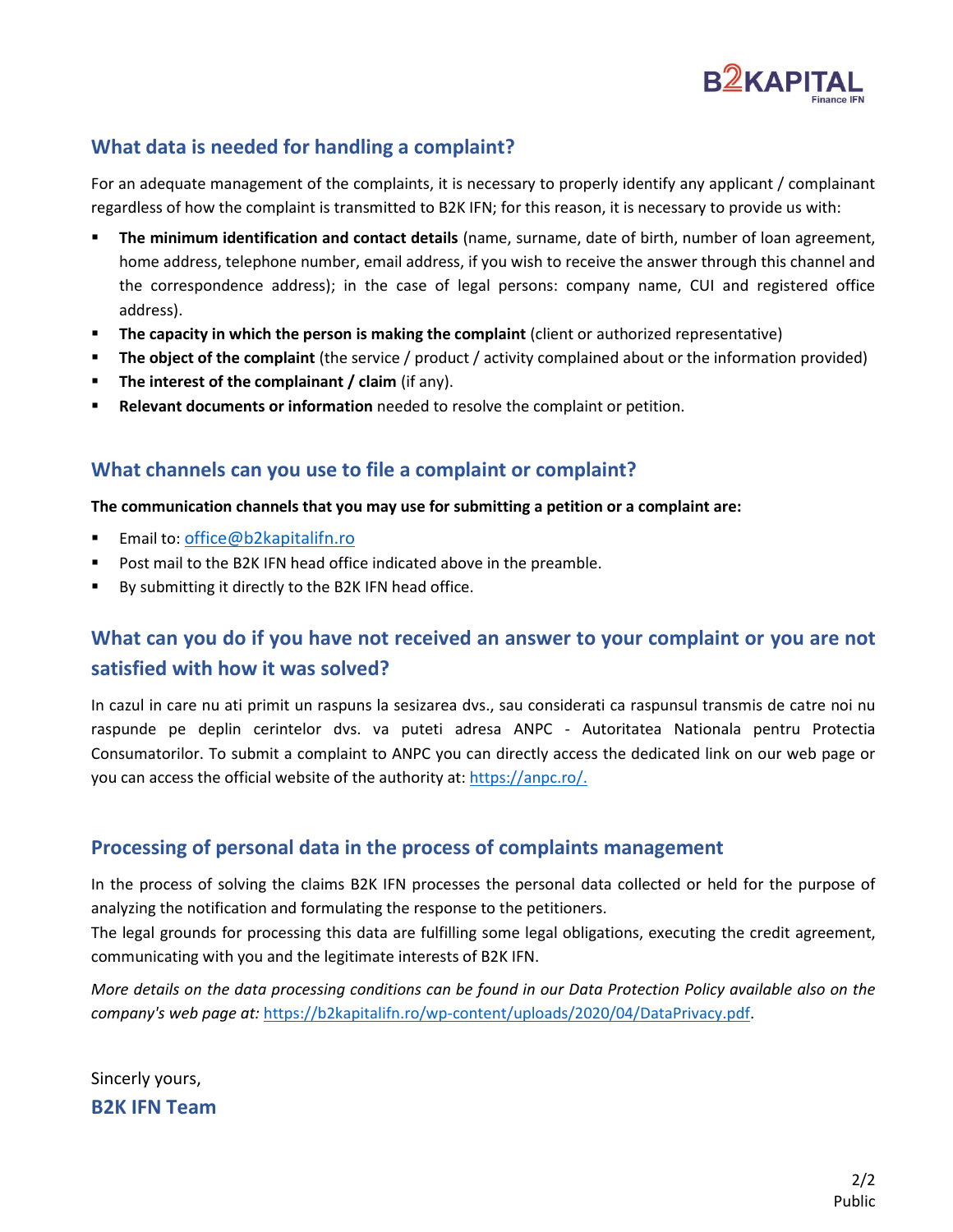## What data is needed for handling a complaint?

For an adequate management of the complaints, it is necessary to properly identify any applicant / complainant regardless of how the complaint is transmitted to B2K IFN; for this reason, it is necessary to provide us with:

- **The minimum identification and contact details** (name, surname, date of birth, number of loan agreement, home address, telephone number, email address, if you wish to receive the answer through this channel and the correspondence address); in the case of legal persons: company name, CUI and registered office address).
- **The capacity in which the person is making the complaint** (client or authorized representative)
- **The object of the complaint** (the service / product / activity complained about or the information provided)
- **The interest of the complainant / claim** (if any).
- **Relevant documents or information** needed to resolve the complaint or petition.

## What channels can you use to file a complaint or complaint?

**The communication channels that you may use for submitting a petition or a complaint are:**

- Email to: office@b2kapitalifn.ro
- Post mail to the B2K IFN head office indicated above in the preamble.
- By submitting it directly to the B2K IFN head office.

## What can you do if you have not received an answer to your complaint or you are not satisfied with how it was solved?

In cazul in care nu ati primit un raspuns la sesizarea dvs., sau considerati ca raspunsul transmis de catre noi nu raspunde pe deplin cerintelor dvs. va puteti adresa ANPC - Autoritatea Nationala pentru Protectia Consumatorilor. To submit a complaint to ANPC you can directly access the dedicated link on our web page or you can access the official website of the authority at: https://anpc.ro/.

## Processing of personal data in the process of complaints management

In the process of solving the claims B2K IFN processes the personal data collected or held for the purpose of analyzing the notification and formulating the response to the petitioners.
The legal grounds for processing this data are fulfilling some legal obligations, executing the credit agreement, communicating with you and the legitimate interests of B2K IFN.

*More details on the data processing conditions can be found in our Data Protection Policy available also on the company's web page at:* https://b2kapitalifn.ro/wp-content/uploads/2020/04/DataPrivacy.pdf.

Sincerly yours,

**B2K IFN Team**

Public